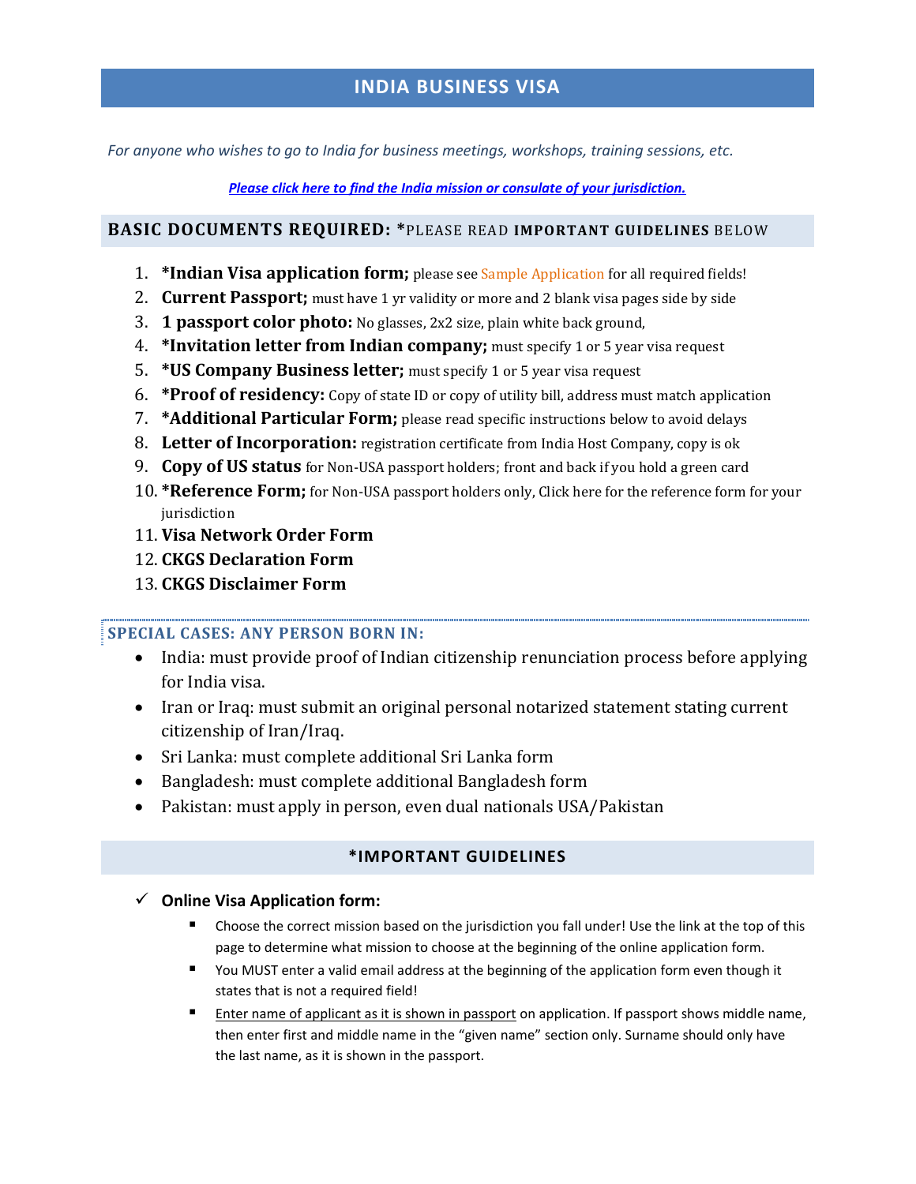# INDIA BUSINESS VISA

*For anyone who wishes to go to India for business meetings, workshops, training sessions, etc.*

***Please click here to find the India mission or consulate of your jurisdiction.***

## BASIC DOCUMENTS REQUIRED: *PLEASE READ **IMPORTANT GUIDELINES** BELOW

1. **\*Indian Visa application form;** please see Sample Application for all required fields!
2. **Current Passport;** must have 1 yr validity or more and 2 blank visa pages side by side
3. **1 passport color photo:** No glasses, 2x2 size, plain white back ground,
4. **\*Invitation letter from Indian company;** must specify 1 or 5 year visa request
5. **\*US Company Business letter;** must specify 1 or 5 year visa request
6. **\*Proof of residency:** Copy of state ID or copy of utility bill, address must match application
7. **\*Additional Particular Form;** please read specific instructions below to avoid delays
8. **Letter of Incorporation:** registration certificate from India Host Company, copy is ok
9. **Copy of US status** for Non-USA passport holders; front and back if you hold a green card
10. **\*Reference Form;** for Non-USA passport holders only, Click here for the reference form for your jurisdiction
11. **Visa Network Order Form**
12. **CKGS Declaration Form**
13. **CKGS Disclaimer Form**

### SPECIAL CASES: ANY PERSON BORN IN:

- India: must provide proof of Indian citizenship renunciation process before applying for India visa.
- Iran or Iraq: must submit an original personal notarized statement stating current citizenship of Iran/Iraq.
- Sri Lanka: must complete additional Sri Lanka form
- Bangladesh: must complete additional Bangladesh form
- Pakistan: must apply in person, even dual nationals USA/Pakistan

## *IMPORTANT GUIDELINES

- ✓ **Online Visa Application form:**
  - Choose the correct mission based on the jurisdiction you fall under! Use the link at the top of this page to determine what mission to choose at the beginning of the online application form.
  - You MUST enter a valid email address at the beginning of the application form even though it states that is not a required field!
  - Enter name of applicant as it is shown in passport on application. If passport shows middle name, then enter first and middle name in the "given name" section only. Surname should only have the last name, as it is shown in the passport.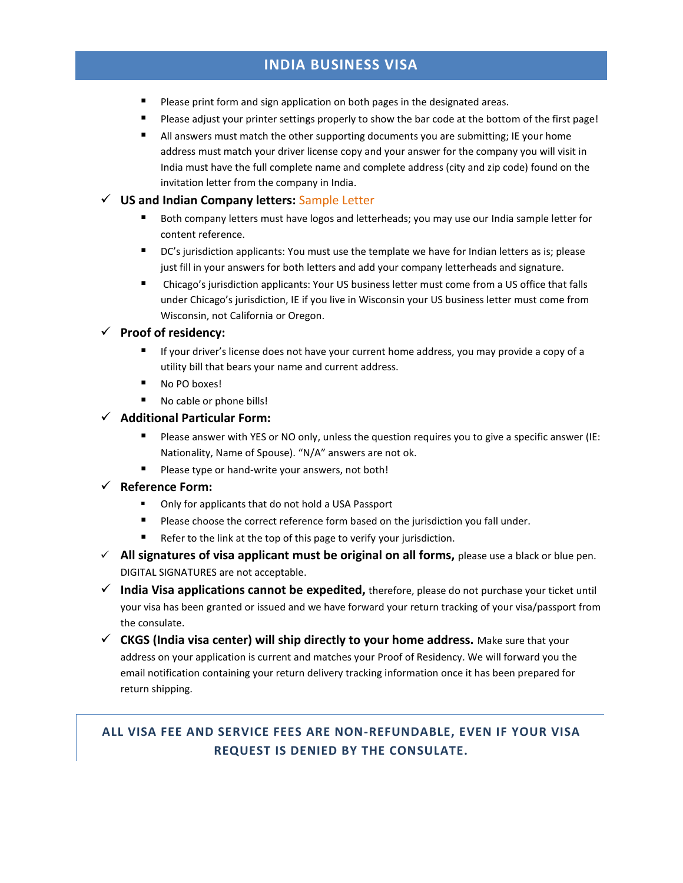# INDIA BUSINESS VISA

- Please print form and sign application on both pages in the designated areas.
- Please adjust your printer settings properly to show the bar code at the bottom of the first page!
- All answers must match the other supporting documents you are submitting; IE your home address must match your driver license copy and your answer for the company you will visit in India must have the full complete name and complete address (city and zip code) found on the invitation letter from the company in India.

✓ **US and Indian Company letters:** Sample Letter

- Both company letters must have logos and letterheads; you may use our India sample letter for content reference.
- DC's jurisdiction applicants: You must use the template we have for Indian letters as is; please just fill in your answers for both letters and add your company letterheads and signature.
- Chicago's jurisdiction applicants: Your US business letter must come from a US office that falls under Chicago's jurisdiction, IE if you live in Wisconsin your US business letter must come from Wisconsin, not California or Oregon.

✓ **Proof of residency:**

- If your driver's license does not have your current home address, you may provide a copy of a utility bill that bears your name and current address.
- No PO boxes!
- No cable or phone bills!

✓ **Additional Particular Form:**

- Please answer with YES or NO only, unless the question requires you to give a specific answer (IE: Nationality, Name of Spouse). "N/A" answers are not ok.
- Please type or hand-write your answers, not both!

✓ **Reference Form:**

- Only for applicants that do not hold a USA Passport
- Please choose the correct reference form based on the jurisdiction you fall under.
- Refer to the link at the top of this page to verify your jurisdiction.

✓ **All signatures of visa applicant must be original on all forms,** please use a black or blue pen. DIGITAL SIGNATURES are not acceptable.

✓ **India Visa applications cannot be expedited,** therefore, please do not purchase your ticket until your visa has been granted or issued and we have forward your return tracking of your visa/passport from the consulate.

✓ **CKGS (India visa center) will ship directly to your home address.** Make sure that your address on your application is current and matches your Proof of Residency. We will forward you the email notification containing your return delivery tracking information once it has been prepared for return shipping.

**ALL VISA FEE AND SERVICE FEES ARE NON-REFUNDABLE, EVEN IF YOUR VISA REQUEST IS DENIED BY THE CONSULATE.**